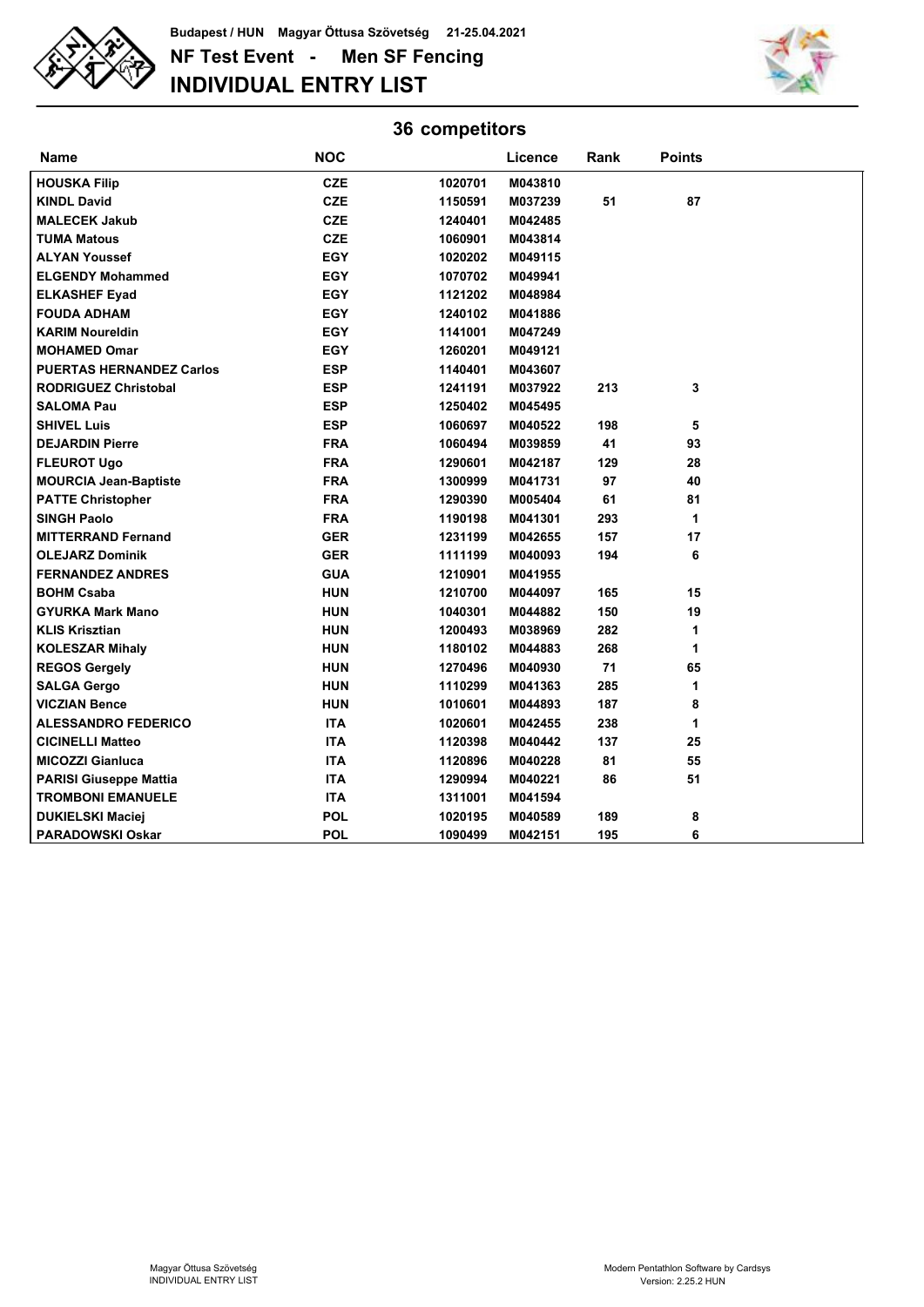Budapest / HUN Magyar Öttusa Szövetség 21-25.04.2021

# NF Test Event - Men SF Fencing

# INDIVIDUAL ENTRY LIST

## 36 competitors

| Name | NOC | | Licence | Rank | Points |
|---|---|---|---|---|---|
| HOUSKA Filip | CZE | 1020701 | M043810 | | |
| KINDL David | CZE | 1150591 | M037239 | 51 | 87 |
| MALECEK Jakub | CZE | 1240401 | M042485 | | |
| TUMA Matous | CZE | 1060901 | M043814 | | |
| ALYAN Youssef | EGY | 1020202 | M049115 | | |
| ELGENDY Mohammed | EGY | 1070702 | M049941 | | |
| ELKASHEF Eyad | EGY | 1121202 | M048984 | | |
| FOUDA ADHAM | EGY | 1240102 | M041886 | | |
| KARIM Noureldin | EGY | 1141001 | M047249 | | |
| MOHAMED Omar | EGY | 1260201 | M049121 | | |
| PUERTAS HERNANDEZ Carlos | ESP | 1140401 | M043607 | | |
| RODRIGUEZ Christobal | ESP | 1241191 | M037922 | 213 | 3 |
| SALOMA Pau | ESP | 1250402 | M045495 | | |
| SHIVEL Luis | ESP | 1060697 | M040522 | 198 | 5 |
| DEJARDIN Pierre | FRA | 1060494 | M039859 | 41 | 93 |
| FLEUROT Ugo | FRA | 1290601 | M042187 | 129 | 28 |
| MOURCIA Jean-Baptiste | FRA | 1300999 | M041731 | 97 | 40 |
| PATTE Christopher | FRA | 1290390 | M005404 | 61 | 81 |
| SINGH Paolo | FRA | 1190198 | M041301 | 293 | 1 |
| MITTERRAND Fernand | GER | 1231199 | M042655 | 157 | 17 |
| OLEJARZ Dominik | GER | 1111199 | M040093 | 194 | 6 |
| FERNANDEZ ANDRES | GUA | 1210901 | M041955 | | |
| BOHM Csaba | HUN | 1210700 | M044097 | 165 | 15 |
| GYURKA Mark Mano | HUN | 1040301 | M044882 | 150 | 19 |
| KLIS Krisztian | HUN | 1200493 | M038969 | 282 | 1 |
| KOLESZAR Mihaly | HUN | 1180102 | M044883 | 268 | 1 |
| REGOS Gergely | HUN | 1270496 | M040930 | 71 | 65 |
| SALGA Gergo | HUN | 1110299 | M041363 | 285 | 1 |
| VICZIAN Bence | HUN | 1010601 | M044893 | 187 | 8 |
| ALESSANDRO FEDERICO | ITA | 1020601 | M042455 | 238 | 1 |
| CICINELLI Matteo | ITA | 1120398 | M040442 | 137 | 25 |
| MICOZZI Gianluca | ITA | 1120896 | M040228 | 81 | 55 |
| PARISI Giuseppe Mattia | ITA | 1290994 | M040221 | 86 | 51 |
| TROMBONI EMANUELE | ITA | 1311001 | M041594 | | |
| DUKIELSKI Maciej | POL | 1020195 | M040589 | 189 | 8 |
| PARADOWSKI Oskar | POL | 1090499 | M042151 | 195 | 6 |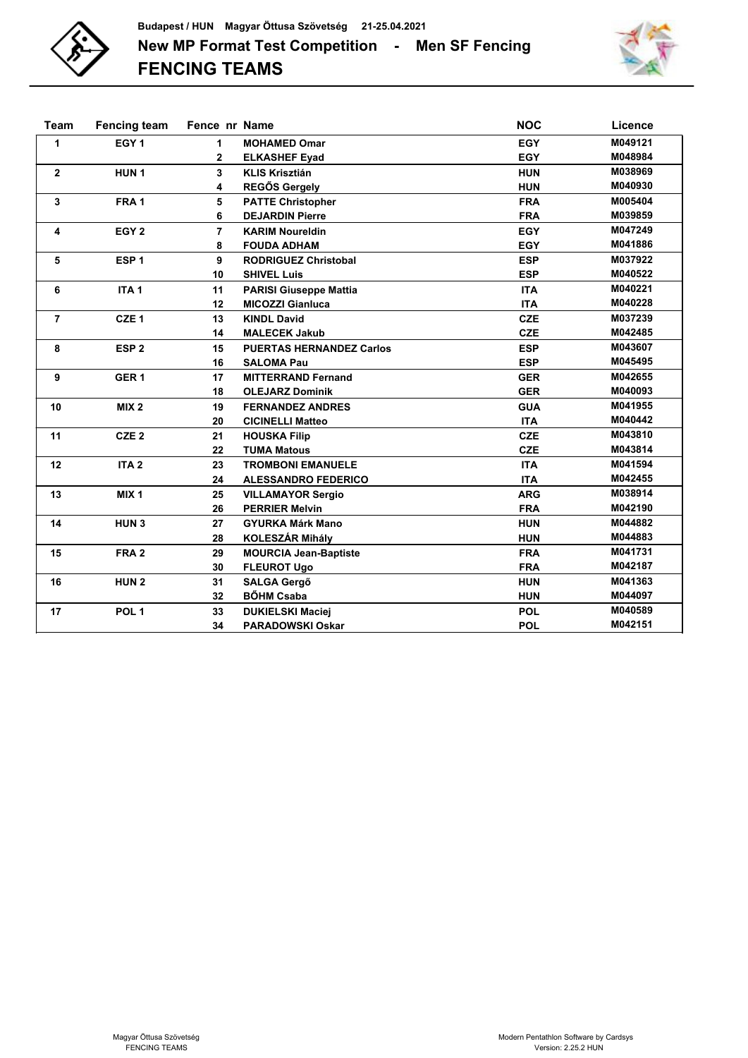Budapest / HUN Magyar Öttusa Szövetség 21-25.04.2021

# New MP Format Test Competition - Men SF Fencing

## FENCING TEAMS

| Team | Fencing team | Fence nr | Name | NOC | Licence |
|---|---|---|---|---|---|
| 1 | EGY 1 | 1 | MOHAMED Omar | EGY | M049121 |
| | | 2 | ELKASHEF Eyad | EGY | M048984 |
| 2 | HUN 1 | 3 | KLIS Krisztián | HUN | M038969 |
| | | 4 | REGŐS Gergely | HUN | M040930 |
| 3 | FRA 1 | 5 | PATTE Christopher | FRA | M005404 |
| | | 6 | DEJARDIN Pierre | FRA | M039859 |
| 4 | EGY 2 | 7 | KARIM Noureldin | EGY | M047249 |
| | | 8 | FOUDA ADHAM | EGY | M041886 |
| 5 | ESP 1 | 9 | RODRIGUEZ Christobal | ESP | M037922 |
| | | 10 | SHIVEL Luis | ESP | M040522 |
| 6 | ITA 1 | 11 | PARISI Giuseppe Mattia | ITA | M040221 |
| | | 12 | MICOZZI Gianluca | ITA | M040228 |
| 7 | CZE 1 | 13 | KINDL David | CZE | M037239 |
| | | 14 | MALECEK Jakub | CZE | M042485 |
| 8 | ESP 2 | 15 | PUERTAS HERNANDEZ Carlos | ESP | M043607 |
| | | 16 | SALOMA Pau | ESP | M045495 |
| 9 | GER 1 | 17 | MITTERRAND Fernand | GER | M042655 |
| | | 18 | OLEJARZ Dominik | GER | M040093 |
| 10 | MIX 2 | 19 | FERNANDEZ ANDRES | GUA | M041955 |
| | | 20 | CICINELLI Matteo | ITA | M040442 |
| 11 | CZE 2 | 21 | HOUSKA Filip | CZE | M043810 |
| | | 22 | TUMA Matous | CZE | M043814 |
| 12 | ITA 2 | 23 | TROMBONI EMANUELE | ITA | M041594 |
| | | 24 | ALESSANDRO FEDERICO | ITA | M042455 |
| 13 | MIX 1 | 25 | VILLAMAYOR Sergio | ARG | M038914 |
| | | 26 | PERRIER Melvin | FRA | M042190 |
| 14 | HUN 3 | 27 | GYURKA Márk Mano | HUN | M044882 |
| | | 28 | KOLESZÁR Mihály | HUN | M044883 |
| 15 | FRA 2 | 29 | MOURCIA Jean-Baptiste | FRA | M041731 |
| | | 30 | FLEUROT Ugo | FRA | M042187 |
| 16 | HUN 2 | 31 | SALGA Gergő | HUN | M041363 |
| | | 32 | BŐHM Csaba | HUN | M044097 |
| 17 | POL 1 | 33 | DUKIELSKI Maciej | POL | M040589 |
| | | 34 | PARADOWSKI Oskar | POL | M042151 |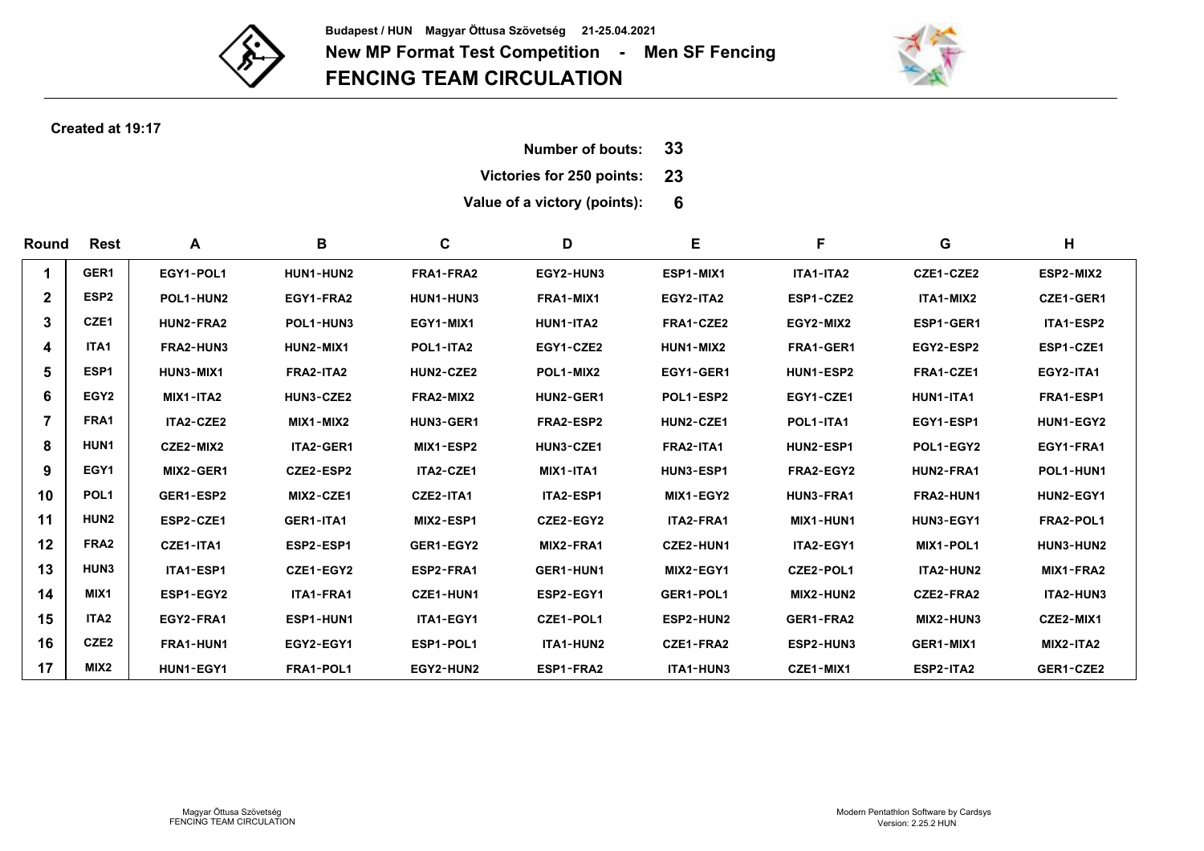Budapest / HUN Magyar Öttusa Szövetség 21-25.04.2021

# New MP Format Test Competition - Men SF Fencing

# FENCING TEAM CIRCULATION

**Created at 19:17**

**Number of bouts:** 33

**Victories for 250 points:** 23

**Value of a victory (points):** 6

| Round | Rest | A | B | C | D | E | F | G | H |
|---|---|---|---|---|---|---|---|---|---|
| 1 | GER1 | EGY1-POL1 | HUN1-HUN2 | FRA1-FRA2 | EGY2-HUN3 | ESP1-MIX1 | ITA1-ITA2 | CZE1-CZE2 | ESP2-MIX2 |
| 2 | ESP2 | POL1-HUN2 | EGY1-FRA2 | HUN1-HUN3 | FRA1-MIX1 | EGY2-ITA2 | ESP1-CZE2 | ITA1-MIX2 | CZE1-GER1 |
| 3 | CZE1 | HUN2-FRA2 | POL1-HUN3 | EGY1-MIX1 | HUN1-ITA2 | FRA1-CZE2 | EGY2-MIX2 | ESP1-GER1 | ITA1-ESP2 |
| 4 | ITA1 | FRA2-HUN3 | HUN2-MIX1 | POL1-ITA2 | EGY1-CZE2 | HUN1-MIX2 | FRA1-GER1 | EGY2-ESP2 | ESP1-CZE1 |
| 5 | ESP1 | HUN3-MIX1 | FRA2-ITA2 | HUN2-CZE2 | POL1-MIX2 | EGY1-GER1 | HUN1-ESP2 | FRA1-CZE1 | EGY2-ITA1 |
| 6 | EGY2 | MIX1-ITA2 | HUN3-CZE2 | FRA2-MIX2 | HUN2-GER1 | POL1-ESP2 | EGY1-CZE1 | HUN1-ITA1 | FRA1-ESP1 |
| 7 | FRA1 | ITA2-CZE2 | MIX1-MIX2 | HUN3-GER1 | FRA2-ESP2 | HUN2-CZE1 | POL1-ITA1 | EGY1-ESP1 | HUN1-EGY2 |
| 8 | HUN1 | CZE2-MIX2 | ITA2-GER1 | MIX1-ESP2 | HUN3-CZE1 | FRA2-ITA1 | HUN2-ESP1 | POL1-EGY2 | EGY1-FRA1 |
| 9 | EGY1 | MIX2-GER1 | CZE2-ESP2 | ITA2-CZE1 | MIX1-ITA1 | HUN3-ESP1 | FRA2-EGY2 | HUN2-FRA1 | POL1-HUN1 |
| 10 | POL1 | GER1-ESP2 | MIX2-CZE1 | CZE2-ITA1 | ITA2-ESP1 | MIX1-EGY2 | HUN3-FRA1 | FRA2-HUN1 | HUN2-EGY1 |
| 11 | HUN2 | ESP2-CZE1 | GER1-ITA1 | MIX2-ESP1 | CZE2-EGY2 | ITA2-FRA1 | MIX1-HUN1 | HUN3-EGY1 | FRA2-POL1 |
| 12 | FRA2 | CZE1-ITA1 | ESP2-ESP1 | GER1-EGY2 | MIX2-FRA1 | CZE2-HUN1 | ITA2-EGY1 | MIX1-POL1 | HUN3-HUN2 |
| 13 | HUN3 | ITA1-ESP1 | CZE1-EGY2 | ESP2-FRA1 | GER1-HUN1 | MIX2-EGY1 | CZE2-POL1 | ITA2-HUN2 | MIX1-FRA2 |
| 14 | MIX1 | ESP1-EGY2 | ITA1-FRA1 | CZE1-HUN1 | ESP2-EGY1 | GER1-POL1 | MIX2-HUN2 | CZE2-FRA2 | ITA2-HUN3 |
| 15 | ITA2 | EGY2-FRA1 | ESP1-HUN1 | ITA1-EGY1 | CZE1-POL1 | ESP2-HUN2 | GER1-FRA2 | MIX2-HUN3 | CZE2-MIX1 |
| 16 | CZE2 | FRA1-HUN1 | EGY2-EGY1 | ESP1-POL1 | ITA1-HUN2 | CZE1-FRA2 | ESP2-HUN3 | GER1-MIX1 | MIX2-ITA2 |
| 17 | MIX2 | HUN1-EGY1 | FRA1-POL1 | EGY2-HUN2 | ESP1-FRA2 | ITA1-HUN3 | CZE1-MIX1 | ESP2-ITA2 | GER1-CZE2 |

Magyar Öttusa Szövetség
FENCING TEAM CIRCULATION

Modern Pentathlon Software by Cardsys
Version: 2.25.2 HUN